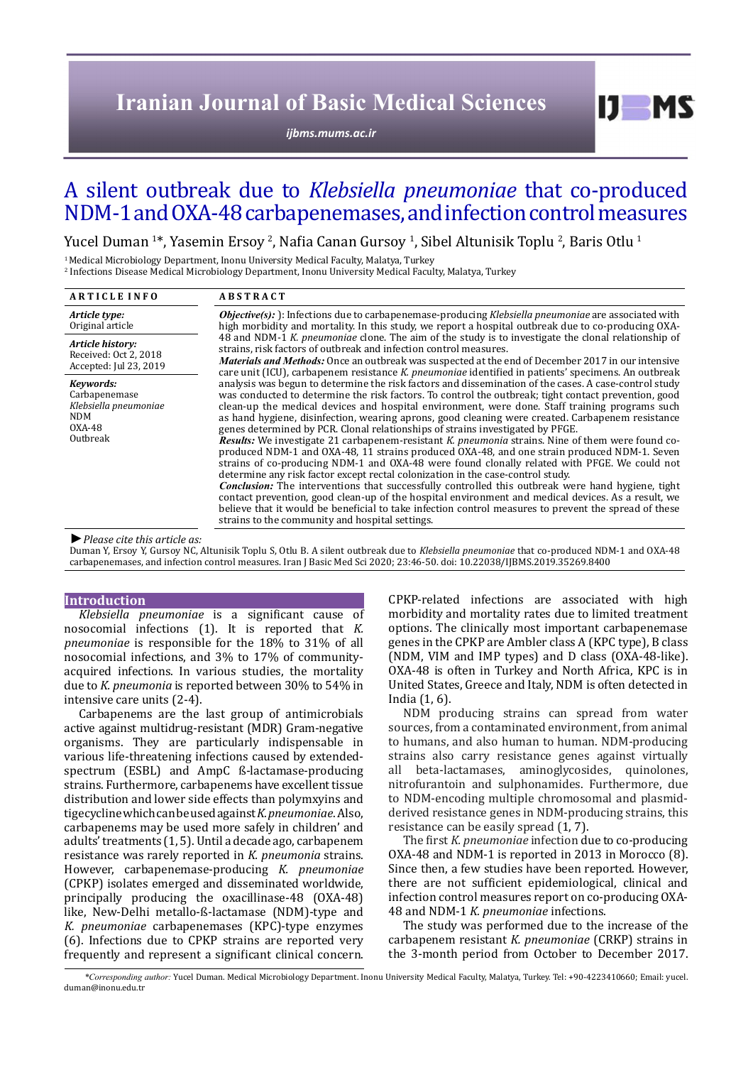# A silent outbreak due to *Klebsiella pneumoniae* that co-produced NDM-1 and OXA-48 carbapenemases, and infection control measures

Yucel Duman [1]*, Yasemin Ersoy [2], Nafia Canan Gursoy [1], Sibel Altunisik Toplu [2], Baris Otlu [1]

[1] Medical Microbiology Department, Inonu University Medical Faculty, Malatya, Turkey
[2] Infections Disease Medical Microbiology Department, Inonu University Medical Faculty, Malatya, Turkey

## ARTICLE INFO

***Article type:***
Original article

***Article history:***
Received: Oct 2, 2018
Accepted: Jul 23, 2019

***Keywords:***
Carbapenemase
*Klebsiella pneumoniae*
NDM
OXA-48
Outbreak

## ABSTRACT

***Objective(s):*** ): Infections due to carbapenemase-producing *Klebsiella pneumoniae* are associated with high morbidity and mortality. In this study, we report a hospital outbreak due to co-producing OXA-48 and NDM-1 *K. pneumoniae* clone. The aim of the study is to investigate the clonal relationship of strains, risk factors of outbreak and infection control measures.

***Materials and Methods:*** Once an outbreak was suspected at the end of December 2017 in our intensive care unit (ICU), carbapenem resistance *K. pneumoniae* identified in patients' specimens. An outbreak analysis was begun to determine the risk factors and dissemination of the cases. A case-control study was conducted to determine the risk factors. To control the outbreak; tight contact prevention, good clean-up the medical devices and hospital environment, were done. Staff training programs such as hand hygiene, disinfection, wearing aprons, good cleaning were created. Carbapenem resistance genes determined by PCR. Clonal relationships of strains investigated by PFGE.

***Results:*** We investigate 21 carbapenem-resistant *K. pneumonia* strains. Nine of them were found co-produced NDM-1 and OXA-48, 11 strains produced OXA-48, and one strain produced NDM-1. Seven strains of co-producing NDM-1 and OXA-48 were found clonally related with PFGE. We could not determine any risk factor except rectal colonization in the case-control study.

***Conclusion:*** The interventions that successfully controlled this outbreak were hand hygiene, tight contact prevention, good clean-up of the hospital environment and medical devices. As a result, we believe that it would be beneficial to take infection control measures to prevent the spread of these strains to the community and hospital settings.

► *Please cite this article as:*
Duman Y, Ersoy Y, Gursoy NC, Altunisik Toplu S, Otlu B. A silent outbreak due to *Klebsiella pneumoniae* that co-produced NDM-1 and OXA-48 carbapenemases, and infection control measures. Iran J Basic Med Sci 2020; 23:46-50. doi: 10.22038/IJBMS.2019.35269.8400

## Introduction

*Klebsiella pneumoniae* is a significant cause of nosocomial infections (1). It is reported that *K. pneumoniae* is responsible for the 18% to 31% of all nosocomial infections, and 3% to 17% of community-acquired infections. In various studies, the mortality due to *K. pneumonia* is reported between 30% to 54% in intensive care units (2-4).

Carbapenems are the last group of antimicrobials active against multidrug-resistant (MDR) Gram-negative organisms. They are particularly indispensable in various life-threatening infections caused by extended-spectrum (ESBL) and AmpC ß-lactamase-producing strains. Furthermore, carbapenems have excellent tissue distribution and lower side effects than polymyxins and tigecycline which can be used against *K. pneumoniae*. Also, carbapenems may be used more safely in children' and adults' treatments (1, 5). Until a decade ago, carbapenem resistance was rarely reported in *K. pneumonia* strains. However, carbapenemase-producing *K. pneumoniae* (CPKP) isolates emerged and disseminated worldwide, principally producing the oxacillinase-48 (OXA-48) like, New-Delhi metallo-ß-lactamase (NDM)-type and *K. pneumoniae* carbapenemases (KPC)-type enzymes (6). Infections due to CPKP strains are reported very frequently and represent a significant clinical concern. CPKP-related infections are associated with high morbidity and mortality rates due to limited treatment options. The clinically most important carbapenemase genes in the CPKP are Ambler class A (KPC type), B class (NDM, VIM and IMP types) and D class (OXA-48-like). OXA-48 is often in Turkey and North Africa, KPC is in United States, Greece and Italy, NDM is often detected in India (1, 6).

NDM producing strains can spread from water sources, from a contaminated environment, from animal to humans, and also human to human. NDM-producing strains also carry resistance genes against virtually all beta-lactamases, aminoglycosides, quinolones, nitrofurantoin and sulphonamides. Furthermore, due to NDM-encoding multiple chromosomal and plasmid-derived resistance genes in NDM-producing strains, this resistance can be easily spread (1, 7).

The first *K. pneumoniae* infection due to co-producing OXA-48 and NDM-1 is reported in 2013 in Morocco (8). Since then, a few studies have been reported. However, there are not sufficient epidemiological, clinical and infection control measures report on co-producing OXA-48 and NDM-1 *K. pneumoniae* infections.

The study was performed due to the increase of the carbapenem resistant *K. pneumoniae* (CRKP) strains in the 3-month period from October to December 2017.

*\*Corresponding author:* Yucel Duman. Medical Microbiology Department. Inonu University Medical Faculty, Malatya, Turkey. Tel: +90-4223410660; Email: yucel.duman@inonu.edu.tr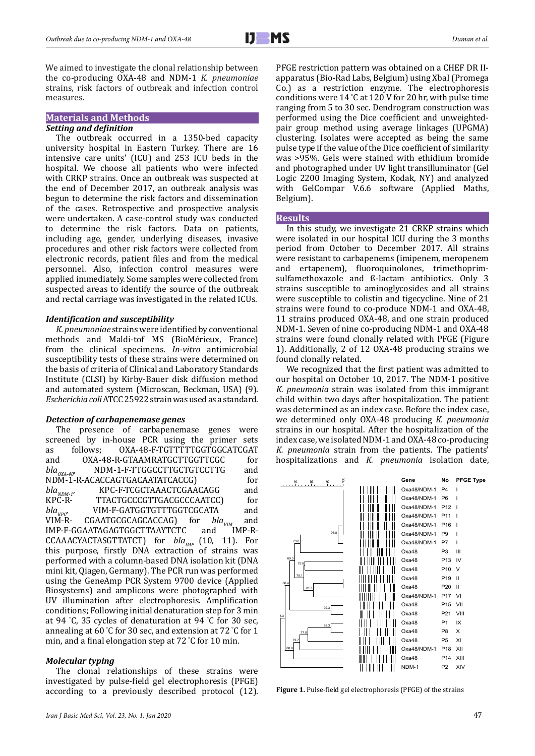We aimed to investigate the clonal relationship between the co-producing OXA-48 and NDM-1 *K. pneumoniae* strains, risk factors of outbreak and infection control measures.

## Materials and Methods

### *Setting and definition*

The outbreak occurred in a 1350-bed capacity university hospital in Eastern Turkey. There are 16 intensive care units' (ICU) and 253 ICU beds in the hospital. We choose all patients who were infected with CRKP strains. Once an outbreak was suspected at the end of December 2017, an outbreak analysis was begun to determine the risk factors and dissemination of the cases. Retrospective and prospective analysis were undertaken. A case-control study was conducted to determine the risk factors. Data on patients, including age, gender, underlying diseases, invasive procedures and other risk factors were collected from electronic records, patient files and from the medical personnel. Also, infection control measures were applied immediately. Some samples were collected from suspected areas to identify the source of the outbreak and rectal carriage was investigated in the related ICUs.

### *Identification and susceptibility*

*K. pneumoniae* strains were identified by conventional methods and Maldi-tof MS (BioMérieux, France) from the clinical specimens. *In-vitro* antimicrobial susceptibility tests of these strains were determined on the basis of criteria of Clinical and Laboratory Standards Institute (CLSI) by Kirby-Bauer disk diffusion method and automated system (Microscan, Beckman, USA) (9). *Escherichia coli* ATCC 25922 strain was used as a standard.

### *Detection of carbapenemase genes*

The presence of carbapenemase genes were screened by in-house PCR using the primer sets as follows; OXA-48-F-TGTTTTTGGTGGCATCGAT and OXA-48-R-GTAAMRATGCTTGGTTCGC for $bla_{OXA-48}$, NDM-1-F-TTGGCCTTGCTGTCCTTG and NDM-1-R-ACACCAGTGACAATATCACCG) for $bla_{NDM-1}$, KPC-F-TCGCTAAACTCGAACAGG and KPC-R- TTACTGCCCGTTGACGCCCAATCC) for $bla_{KPC}$, VIM-F-GATGGTGTTTGGTCGCATA and VIM-R- CGAATGCGCAGCACCAG) for $bla_{VIM}$ and IMP-F-GGAATAGAGTGGCTTAAYTCTC and IMP-R-CCAAACYACTASGTTATCT) for $bla_{IMP}$ (10, 11). For this purpose, firstly DNA extraction of strains was performed with a column-based DNA isolation kit (DNA mini kit, Qiagen, Germany). The PCR run was performed using the GeneAmp PCR System 9700 device (Applied Biosystems) and amplicons were photographed with UV illumination after electrophoresis. Amplification conditions; Following initial denaturation step for 3 min at 94 °C, 35 cycles of denaturation at 94 °C for 30 sec, annealing at 60 °C for 30 sec, and extension at 72 °C for 1 min, and a final elongation step at 72 °C for 10 min.

### *Molecular typing*

The clonal relationships of these strains were investigated by pulse-field gel electrophoresis (PFGE) according to a previously described protocol (12). PFGE restriction pattern was obtained on a CHEF DR II-apparatus (Bio-Rad Labs, Belgium) using XbaI (Promega Co.) as a restriction enzyme. The electrophoresis conditions were 14 °C at 120 V for 20 hr, with pulse time ranging from 5 to 30 sec. Dendrogram construction was performed using the Dice coefficient and unweighted-pair group method using average linkages (UPGMA) clustering. Isolates were accepted as being the same pulse type if the value of the Dice coefficient of similarity was >95%. Gels were stained with ethidium bromide and photographed under UV light transilluminator (Gel Logic 2200 Imaging System, Kodak, NY) and analyzed with GelCompar V.6.6 software (Applied Maths, Belgium).

## Results

In this study, we investigate 21 CRKP strains which were isolated in our hospital ICU during the 3 months period from October to December 2017. All strains were resistant to carbapenems (imipenem, meropenem and ertapenem), fluoroquinolones, trimethoprim-sulfamethoxazole and ß-lactam antibiotics. Only 3 strains susceptible to aminoglycosides and all strains were susceptible to colistin and tigecycline. Nine of 21 strains were found to co-produce NDM-1 and OXA-48, 11 strains produced OXA-48, and one strain produced NDM-1. Seven of nine co-producing NDM-1 and OXA-48 strains were found clonally related with PFGE (Figure 1). Additionally, 2 of 12 OXA-48 producing strains we found clonally related.

We recognized that the first patient was admitted to our hospital on October 10, 2017. The NDM-1 positive *K. pneumonia* strain was isolated from this immigrant child within two days after hospitalization. The patient was determined as an index case. Before the index case, we determined only OXA-48 producing *K. pneumonia* strains in our hospital. After the hospitalization of the index case, we isolated NDM-1 and OXA-48 co-producing *K. pneumonia* strain from the patients. The patients' hospitalizations and *K. pneumonia* isolation date,

| Gene | No | PFGE Type |
|---|---|---|
| Oxa48/NDM-1 | P4 | I |
| Oxa48/NDM-1 | P6 | I |
| Oxa48/NDM-1 | P12 | I |
| Oxa48/NDM-1 | P11 | I |
| Oxa48/NDM-1 | P16 | I |
| Oxa48/NDM-1 | P9 | I |
| Oxa48/NDM-1 | P7 | I |
| Oxa48 | P3 | III |
| Oxa48 | P13 | IV |
| Oxa48 | P10 | V |
| Oxa48 | P19 | II |
| Oxa48 | P20 | II |
| Oxa48/NDM-1 | P17 | VI |
| Oxa48 | P15 | VII |
| Oxa48 | P21 | VIII |
| Oxa48 | P1 | IX |
| Oxa48 | P8 | X |
| Oxa48 | P5 | XI |
| Oxa48/NDM-1 | P18 | XII |
| Oxa48 | P14 | XIII |
| NDM-1 | P2 | XIV |

**Figure 1.** Pulse-field gel electrophoresis (PFGE) of the strains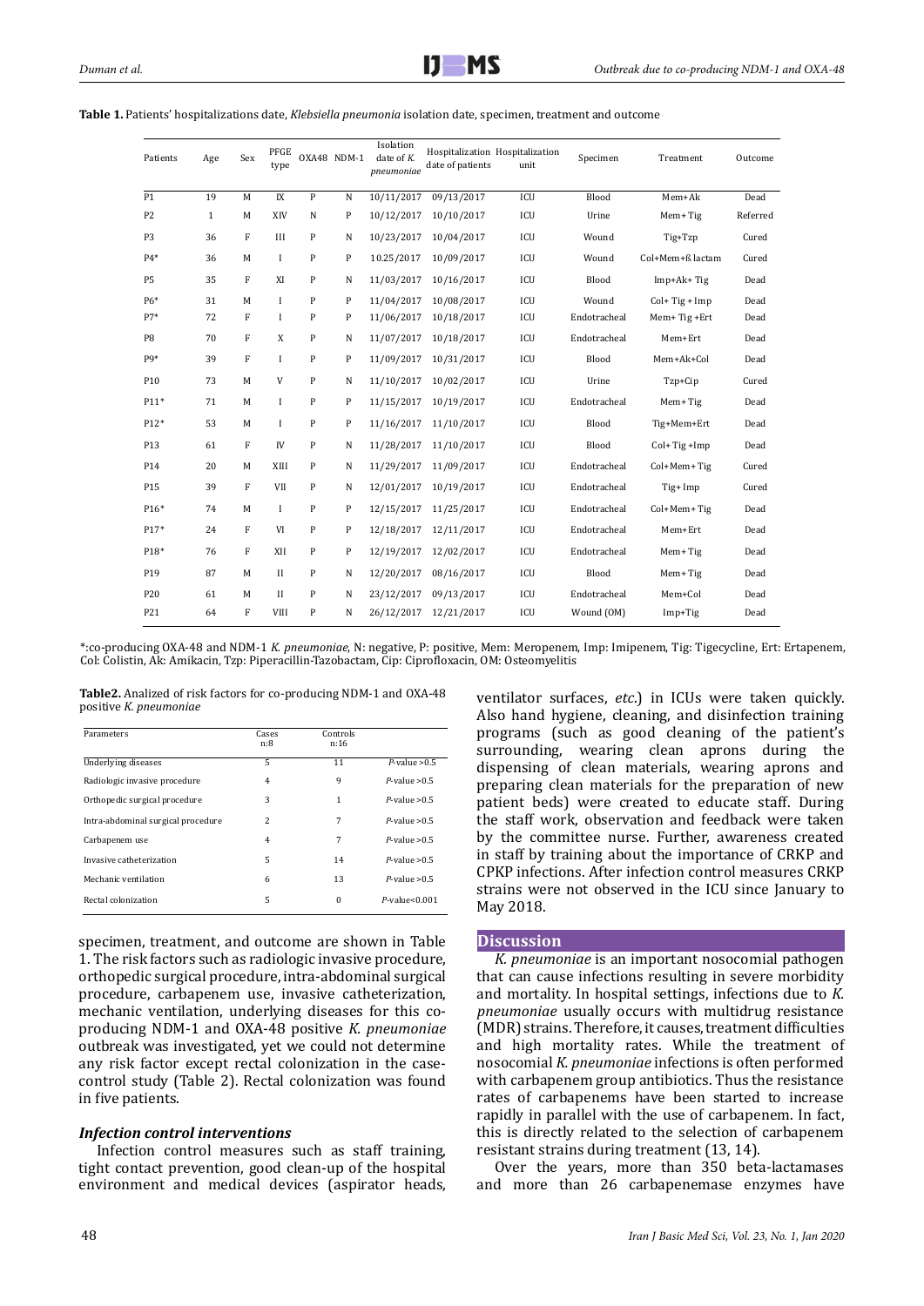**Table 1.** Patients' hospitalizations date, *Klebsiella pneumonia* isolation date, specimen, treatment and outcome

| Patients | Age | Sex | PFGE type | OXA48 | NDM-1 | Isolation date of *K. pneumoniae* | Hospitalization date of patients | Hospitalization unit | Specimen | Treatment | Outcome |
|---|---|---|---|---|---|---|---|---|---|---|---|
| P1 | 19 | M | IX | P | N | 10/11/2017 | 09/13/2017 | ICU | Blood | Mem+Ak | Dead |
| P2 | 1 | M | XIV | N | P | 10/12/2017 | 10/10/2017 | ICU | Urine | Mem+Tig | Referred |
| P3 | 36 | F | III | P | N | 10/23/2017 | 10/04/2017 | ICU | Wound | Tig+Tzp | Cured |
| P4* | 36 | M | I | P | P | 10.25/2017 | 10/09/2017 | ICU | Wound | Col+Mem+ß lactam | Cured |
| P5 | 35 | F | XI | P | N | 11/03/2017 | 10/16/2017 | ICU | Blood | Imp+Ak+ Tig | Dead |
| P6* | 31 | M | I | P | P | 11/04/2017 | 10/08/2017 | ICU | Wound | Col+ Tig + Imp | Dead |
| P7* | 72 | F | I | P | P | 11/06/2017 | 10/18/2017 | ICU | Endotracheal | Mem+ Tig +Ert | Dead |
| P8 | 70 | F | X | P | N | 11/07/2017 | 10/18/2017 | ICU | Endotracheal | Mem+Ert | Dead |
| P9* | 39 | F | I | P | P | 11/09/2017 | 10/31/2017 | ICU | Blood | Mem+Ak+Col | Dead |
| P10 | 73 | M | V | P | N | 11/10/2017 | 10/02/2017 | ICU | Urine | Tzp+Cip | Cured |
| P11* | 71 | M | I | P | P | 11/15/2017 | 10/19/2017 | ICU | Endotracheal | Mem+Tig | Dead |
| P12* | 53 | M | I | P | P | 11/16/2017 | 11/10/2017 | ICU | Blood | Tig+Mem+Ert | Dead |
| P13 | 61 | F | IV | P | N | 11/28/2017 | 11/10/2017 | ICU | Blood | Col+ Tig +Imp | Dead |
| P14 | 20 | M | XIII | P | N | 11/29/2017 | 11/09/2017 | ICU | Endotracheal | Col+Mem+Tig | Cured |
| P15 | 39 | F | VII | P | N | 12/01/2017 | 10/19/2017 | ICU | Endotracheal | Tig+Imp | Cured |
| P16* | 74 | M | I | P | P | 12/15/2017 | 11/25/2017 | ICU | Endotracheal | Col+Mem+Tig | Dead |
| P17* | 24 | F | VI | P | P | 12/18/2017 | 12/11/2017 | ICU | Endotracheal | Mem+Ert | Dead |
| P18* | 76 | F | XII | P | P | 12/19/2017 | 12/02/2017 | ICU | Endotracheal | Mem+Tig | Dead |
| P19 | 87 | M | II | P | N | 12/20/2017 | 08/16/2017 | ICU | Blood | Mem+Tig | Dead |
| P20 | 61 | M | II | P | N | 23/12/2017 | 09/13/2017 | ICU | Endotracheal | Mem+Col | Dead |
| P21 | 64 | F | VIII | P | N | 26/12/2017 | 12/21/2017 | ICU | Wound (OM) | Imp+Tig | Dead |

*:co-producing OXA-48 and NDM-1 *K. pneumoniae*, N: negative, P: positive, Mem: Meropenem, Imp: Imipenem, Tig: Tigecycline, Ert: Ertapenem, Col: Colistin, Ak: Amikacin, Tzp: Piperacillin-Tazobactam, Cip: Ciprofloxacin, OM: Osteomyelitis

**Table2.** Analized of risk factors for co-producing NDM-1 and OXA-48 positive *K. pneumoniae*

| Parameters | Cases n:8 | Controls n:16 | |
|---|---|---|---|
| Underlying diseases | 5 | 11 | *P*-value >0.5 |
| Radiologic invasive procedure | 4 | 9 | *P*-value >0.5 |
| Orthopedic surgical procedure | 3 | 1 | *P*-value >0.5 |
| Intra-abdominal surgical procedure | 2 | 7 | *P*-value >0.5 |
| Carbapenem use | 4 | 7 | *P*-value >0.5 |
| Invasive catheterization | 5 | 14 | *P*-value >0.5 |
| Mechanic ventilation | 6 | 13 | *P*-value >0.5 |
| Rectal colonization | 5 | 0 | *P*-value<0.001 |

specimen, treatment, and outcome are shown in Table 1. The risk factors such as radiologic invasive procedure, orthopedic surgical procedure, intra-abdominal surgical procedure, carbapenem use, invasive catheterization, mechanic ventilation, underlying diseases for this co-producing NDM-1 and OXA-48 positive *K. pneumoniae* outbreak was investigated, yet we could not determine any risk factor except rectal colonization in the case-control study (Table 2). Rectal colonization was found in five patients.

### *Infection control interventions*

Infection control measures such as staff training, tight contact prevention, good clean-up of the hospital environment and medical devices (aspirator heads, ventilator surfaces, *etc*.) in ICUs were taken quickly. Also hand hygiene, cleaning, and disinfection training programs (such as good cleaning of the patient's surrounding, wearing clean aprons during the dispensing of clean materials, wearing aprons and preparing clean materials for the preparation of new patient beds) were created to educate staff. During the staff work, observation and feedback were taken by the committee nurse. Further, awareness created in staff by training about the importance of CRKP and CPKP infections. After infection control measures CRKP strains were not observed in the ICU since January to May 2018.

## Discussion

*K. pneumoniae* is an important nosocomial pathogen that can cause infections resulting in severe morbidity and mortality. In hospital settings, infections due to *K. pneumoniae* usually occurs with multidrug resistance (MDR) strains. Therefore, it causes, treatment difficulties and high mortality rates. While the treatment of nosocomial *K. pneumoniae* infections is often performed with carbapenem group antibiotics. Thus the resistance rates of carbapenems have been started to increase rapidly in parallel with the use of carbapenem. In fact, this is directly related to the selection of carbapenem resistant strains during treatment (13, 14).

Over the years, more than 350 beta-lactamases and more than 26 carbapenemase enzymes have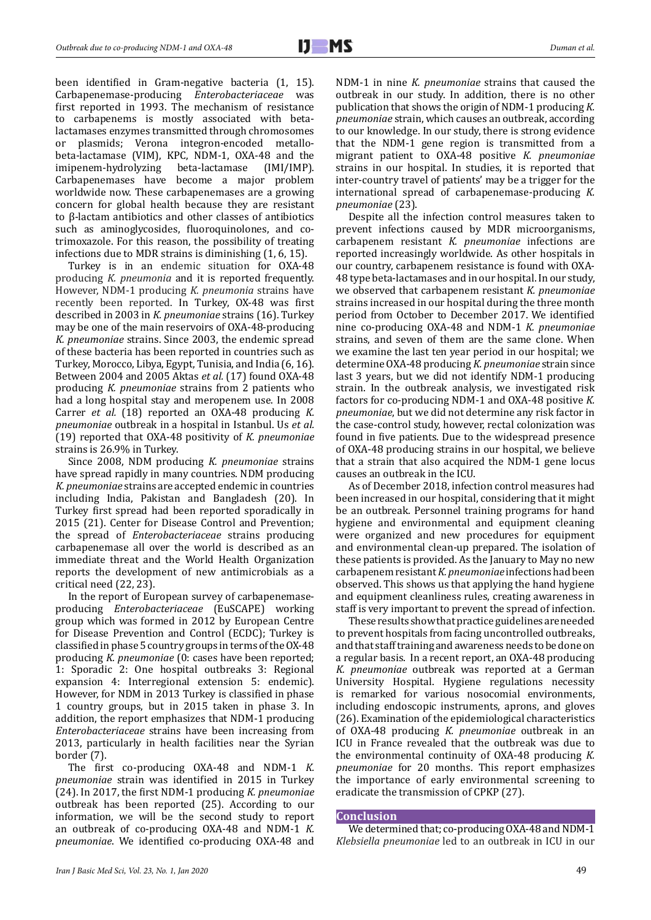been identified in Gram-negative bacteria (1, 15). Carbapenemase-producing *Enterobacteriaceae* was first reported in 1993. The mechanism of resistance to carbapenems is mostly associated with beta-lactamases enzymes transmitted through chromosomes or plasmids; Verona integron-encoded metallo-beta-lactamase (VIM), KPC, NDM-1, OXA-48 and the imipenem-hydrolyzing beta-lactamase (IMI/IMP). Carbapenemases have become a major problem worldwide now. These carbapenemases are a growing concern for global health because they are resistant to β-lactam antibiotics and other classes of antibiotics such as aminoglycosides, fluoroquinolones, and co-trimoxazole. For this reason, the possibility of treating infections due to MDR strains is diminishing (1, 6, 15).

Turkey is in an endemic situation for OXA-48 producing *K. pneumonia* and it is reported frequently. However, NDM-1 producing *K. pneumonia* strains have recently been reported. In Turkey, OX-48 was first described in 2003 in *K. pneumoniae* strains (16). Turkey may be one of the main reservoirs of OXA-48-producing *K. pneumoniae* strains. Since 2003, the endemic spread of these bacteria has been reported in countries such as Turkey, Morocco, Libya, Egypt, Tunisia, and India (6, 16). Between 2004 and 2005 Aktas *et al.* (17) found OXA-48 producing *K. pneumoniae* strains from 2 patients who had a long hospital stay and meropenem use. In 2008 Carrer *et al.* (18) reported an OXA-48 producing *K. pneumoniae* outbreak in a hospital in Istanbul. Us *et al.* (19) reported that OXA-48 positivity of *K. pneumoniae* strains is 26.9% in Turkey.

Since 2008, NDM producing *K. pneumoniae* strains have spread rapidly in many countries. NDM producing *K. pneumoniae* strains are accepted endemic in countries including India, Pakistan and Bangladesh (20). In Turkey first spread had been reported sporadically in 2015 (21). Center for Disease Control and Prevention; the spread of *Enterobacteriaceae* strains producing carbapenemase all over the world is described as an immediate threat and the World Health Organization reports the development of new antimicrobials as a critical need (22, 23).

In the report of European survey of carbapenemase-producing *Enterobacteriaceae* (EuSCAPE) working group which was formed in 2012 by European Centre for Disease Prevention and Control (ECDC); Turkey is classified in phase 5 country groups in terms of the OX-48 producing *K. pneumoniae* (0: cases have been reported; 1: Sporadic 2: One hospital outbreaks 3: Regional expansion 4: Interregional extension 5: endemic). However, for NDM in 2013 Turkey is classified in phase 1 country groups, but in 2015 taken in phase 3. In addition, the report emphasizes that NDM-1 producing *Enterobacteriaceae* strains have been increasing from 2013, particularly in health facilities near the Syrian border (7).

The first co-producing OXA-48 and NDM-1 *K. pneumoniae* strain was identified in 2015 in Turkey (24). In 2017, the first NDM-1 producing *K. pneumoniae* outbreak has been reported (25). According to our information, we will be the second study to report an outbreak of co-producing OXA-48 and NDM-1 *K. pneumoniae*. We identified co-producing OXA-48 and NDM-1 in nine *K. pneumoniae* strains that caused the outbreak in our study. In addition, there is no other publication that shows the origin of NDM-1 producing *K. pneumoniae* strain, which causes an outbreak, according to our knowledge. In our study, there is strong evidence that the NDM-1 gene region is transmitted from a migrant patient to OXA-48 positive *K. pneumoniae* strains in our hospital. In studies, it is reported that inter-country travel of patients' may be a trigger for the international spread of carbapenemase-producing *K. pneumoniae* (23).

Despite all the infection control measures taken to prevent infections caused by MDR microorganisms, carbapenem resistant *K. pneumoniae* infections are reported increasingly worldwide. As other hospitals in our country, carbapenem resistance is found with OXA-48 type beta-lactamases and in our hospital. In our study, we observed that carbapenem resistant *K. pneumoniae* strains increased in our hospital during the three month period from October to December 2017. We identified nine co-producing OXA-48 and NDM-1 *K. pneumoniae* strains, and seven of them are the same clone. When we examine the last ten year period in our hospital; we determine OXA-48 producing *K. pneumoniae* strain since last 3 years, but we did not identify NDM-1 producing strain. In the outbreak analysis, we investigated risk factors for co-producing NDM-1 and OXA-48 positive *K. pneumoniae*, but we did not determine any risk factor in the case-control study, however, rectal colonization was found in five patients. Due to the widespread presence of OXA-48 producing strains in our hospital, we believe that a strain that also acquired the NDM-1 gene locus causes an outbreak in the ICU.

As of December 2018, infection control measures had been increased in our hospital, considering that it might be an outbreak. Personnel training programs for hand hygiene and environmental and equipment cleaning were organized and new procedures for equipment and environmental clean-up prepared. The isolation of these patients is provided. As the January to May no new carbapenem resistant *K. pneumoniae* infections had been observed. This shows us that applying the hand hygiene and equipment cleanliness rules, creating awareness in staff is very important to prevent the spread of infection.

These results show that practice guidelines are needed to prevent hospitals from facing uncontrolled outbreaks, and that staff training and awareness needs to be done on a regular basis. In a recent report, an OXA-48 producing *K. pneumoniae* outbreak was reported at a German University Hospital. Hygiene regulations necessity is remarked for various nosocomial environments, including endoscopic instruments, aprons, and gloves (26). Examination of the epidemiological characteristics of OXA-48 producing *K. pneumoniae* outbreak in an ICU in France revealed that the outbreak was due to the environmental continuity of OXA-48 producing *K. pneumoniae* for 20 months. This report emphasizes the importance of early environmental screening to eradicate the transmission of CPKP (27).

## Conclusion

We determined that; co-producing OXA-48 and NDM-1 *Klebsiella pneumoniae* led to an outbreak in ICU in our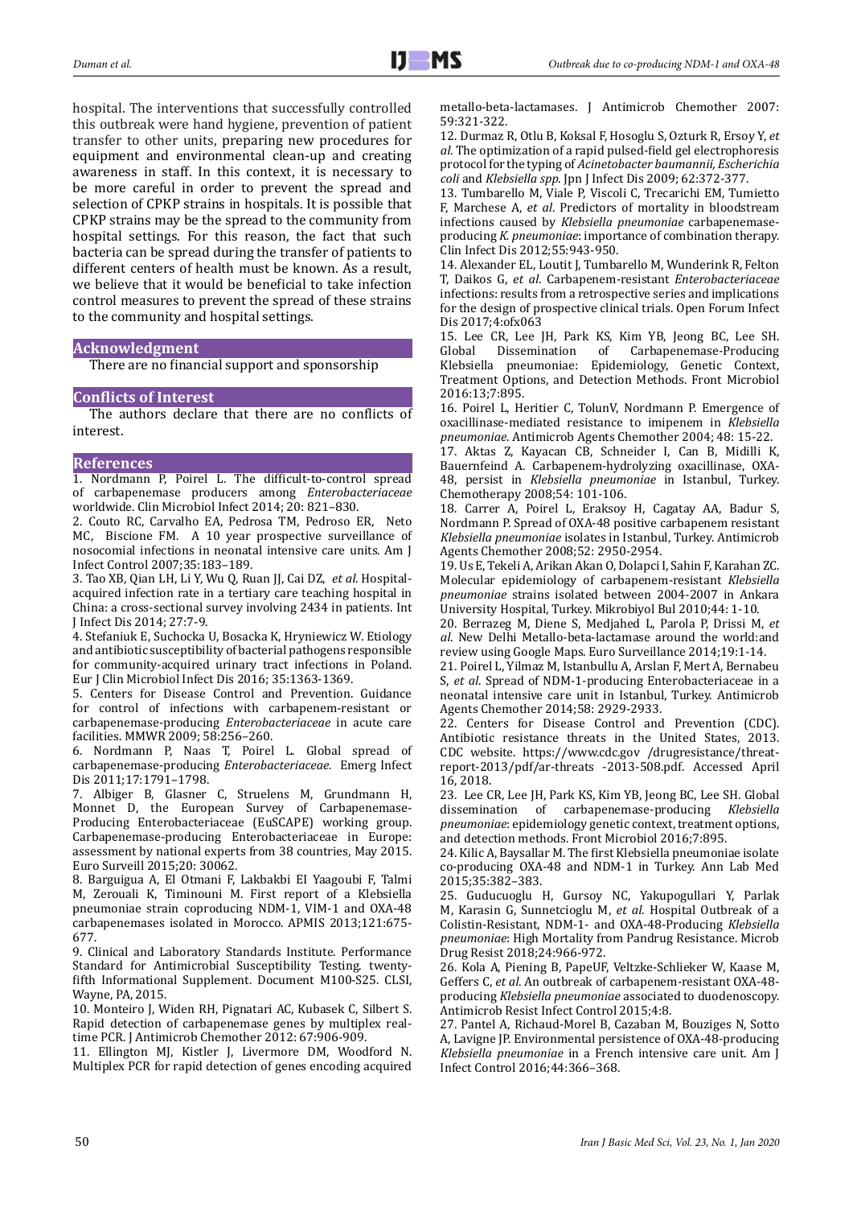hospital. The interventions that successfully controlled this outbreak were hand hygiene, prevention of patient transfer to other units, preparing new procedures for equipment and environmental clean-up and creating awareness in staff. In this context, it is necessary to be more careful in order to prevent the spread and selection of CPKP strains in hospitals. It is possible that CPKP strains may be the spread to the community from hospital settings. For this reason, the fact that such bacteria can be spread during the transfer of patients to different centers of health must be known. As a result, we believe that it would be beneficial to take infection control measures to prevent the spread of these strains to the community and hospital settings.

## Acknowledgment

There are no financial support and sponsorship

## Conflicts of Interest

The authors declare that there are no conflicts of interest.

## References

1. Nordmann P, Poirel L. The difficult-to-control spread of carbapenemase producers among *Enterobacteriaceae* worldwide. Clin Microbiol Infect 2014; 20: 821–830.
2. Couto RC, Carvalho EA, Pedrosa TM, Pedroso ER, Neto MC, Biscione FM. A 10 year prospective surveillance of nosocomial infections in neonatal intensive care units. Am J Infect Control 2007;35:183–189.
3. Tao XB, Qian LH, Li Y, Wu Q, Ruan JJ, Cai DZ, *et al*. Hospital-acquired infection rate in a tertiary care teaching hospital in China: a cross-sectional survey involving 2434 in patients. Int J Infect Dis 2014; 27:7-9.
4. Stefaniuk E, Suchocka U, Bosacka K, Hryniewicz W. Etiology and antibiotic susceptibility of bacterial pathogens responsible for community-acquired urinary tract infections in Poland. Eur J Clin Microbiol Infect Dis 2016; 35:1363-1369.
5. Centers for Disease Control and Prevention. Guidance for control of infections with carbapenem-resistant or carbapenemase-producing *Enterobacteriaceae* in acute care facilities. MMWR 2009; 58:256–260.
6. Nordmann P, Naas T, Poirel L. Global spread of carbapenemase-producing *Enterobacteriaceae*. Emerg Infect Dis 2011;17:1791–1798.
7. Albiger B, Glasner C, Struelens M, Grundmann H, Monnet D, the European Survey of Carbapenemase-Producing Enterobacteriaceae (EuSCAPE) working group. Carbapenemase-producing Enterobacteriaceae in Europe: assessment by national experts from 38 countries, May 2015. Euro Surveill 2015;20: 30062.
8. Barguigua A, El Otmani F, Lakbakbi El Yaagoubi F, Talmi M, Zerouali K, Timinouni M. First report of a Klebsiella pneumoniae strain coproducing NDM-1, VIM-1 and OXA-48 carbapenemases isolated in Morocco. APMIS 2013;121:675-677.
9. Clinical and Laboratory Standards Institute. Performance Standard for Antimicrobial Susceptibility Testing. twenty-fifth Informational Supplement. Document M100-S25. CLSI, Wayne, PA, 2015.
10. Monteiro J, Widen RH, Pignatari AC, Kubasek C, Silbert S. Rapid detection of carbapenemase genes by multiplex real-time PCR. J Antimicrob Chemother 2012: 67:906-909.
11. Ellington MJ, Kistler J, Livermore DM, Woodford N. Multiplex PCR for rapid detection of genes encoding acquired metallo-beta-lactamases. J Antimicrob Chemother 2007: 59:321-322.
12. Durmaz R, Otlu B, Koksal F, Hosoglu S, Ozturk R, Ersoy Y, *et al*. The optimization of a rapid pulsed-field gel electrophoresis protocol for the typing of *Acinetobacter baumannii, Escherichia coli* and *Klebsiella spp*. Jpn J Infect Dis 2009; 62:372-377.
13. Tumbarello M, Viale P, Viscoli C, Trecarichi EM, Tumietto F, Marchese A, *et al*. Predictors of mortality in bloodstream infections caused by *Klebsiella pneumoniae* carbapenemase-producing *K. pneumoniae*: importance of combination therapy. Clin Infect Dis 2012;55:943-950.
14. Alexander EL, Loutit J, Tumbarello M, Wunderink R, Felton T, Daikos G, *et al*. Carbapenem-resistant *Enterobacteriaceae* infections: results from a retrospective series and implications for the design of prospective clinical trials. Open Forum Infect Dis 2017;4:ofx063
15. Lee CR, Lee JH, Park KS, Kim YB, Jeong BC, Lee SH. Global Dissemination of Carbapenemase-Producing Klebsiella pneumoniae: Epidemiology, Genetic Context, Treatment Options, and Detection Methods. Front Microbiol 2016:13;7:895.
16. Poirel L, Heritier C, TolunV, Nordmann P. Emergence of oxacillinase-mediated resistance to imipenem in *Klebsiella pneumoniae*. Antimicrob Agents Chemother 2004; 48: 15-22.
17. Aktas Z, Kayacan CB, Schneider I, Can B, Midilli K, Bauernfeind A. Carbapenem-hydrolyzing oxacillinase, OXA-48, persist in *Klebsiella pneumoniae* in Istanbul, Turkey. Chemotherapy 2008;54: 101-106.
18. Carrer A, Poirel L, Eraksoy H, Cagatay AA, Badur S, Nordmann P. Spread of OXA-48 positive carbapenem resistant *Klebsiella pneumoniae* isolates in Istanbul, Turkey. Antimicrob Agents Chemother 2008;52: 2950-2954.
19. Us E, Tekeli A, Arikan Akan O, Dolapci I, Sahin F, Karahan ZC. Molecular epidemiology of carbapenem-resistant *Klebsiella pneumoniae* strains isolated between 2004-2007 in Ankara University Hospital, Turkey. Mikrobiyol Bul 2010;44: 1-10.
20. Berrazeg M, Diene S, Medjahed L, Parola P, Drissi M, *et al*. New Delhi Metallo-beta-lactamase around the world:and review using Google Maps. Euro Surveillance 2014;19:1-14.
21. Poirel L, Yilmaz M, Istanbullu A, Arslan F, Mert A, Bernabeu S, *et al*. Spread of NDM-1-producing Enterobacteriaceae in a neonatal intensive care unit in Istanbul, Turkey. Antimicrob Agents Chemother 2014;58: 2929-2933.
22. Centers for Disease Control and Prevention (CDC). Antibiotic resistance threats in the United States, 2013. CDC website. https://www.cdc.gov /drugresistance/threat-report-2013/pdf/ar-threats -2013-508.pdf. Accessed April 16, 2018.
23. Lee CR, Lee JH, Park KS, Kim YB, Jeong BC, Lee SH. Global dissemination of carbapenemase-producing *Klebsiella pneumoniae*: epidemiology genetic context, treatment options, and detection methods. Front Microbiol 2016;7:895.
24. Kilic A, Baysallar M. The first Klebsiella pneumoniae isolate co-producing OXA-48 and NDM-1 in Turkey. Ann Lab Med 2015;35:382–383.
25. Guducuoglu H, Gursoy NC, Yakupogullari Y, Parlak M, Karasin G, Sunnetcioglu M, *et al*. Hospital Outbreak of a Colistin-Resistant, NDM-1- and OXA-48-Producing *Klebsiella pneumoniae*: High Mortality from Pandrug Resistance. Microb Drug Resist 2018;24:966-972.
26. Kola A, Piening B, PapeUF, Veltzke-Schlieker W, Kaase M, Geffers C, *et al*. An outbreak of carbapenem-resistant OXA-48-producing *Klebsiella pneumoniae* associated to duodenoscopy. Antimicrob Resist Infect Control 2015;4:8.
27. Pantel A, Richaud-Morel B, Cazaban M, Bouziges N, Sotto A, Lavigne JP. Environmental persistence of OXA-48-producing *Klebsiella pneumoniae* in a French intensive care unit. Am J Infect Control 2016;44:366–368.